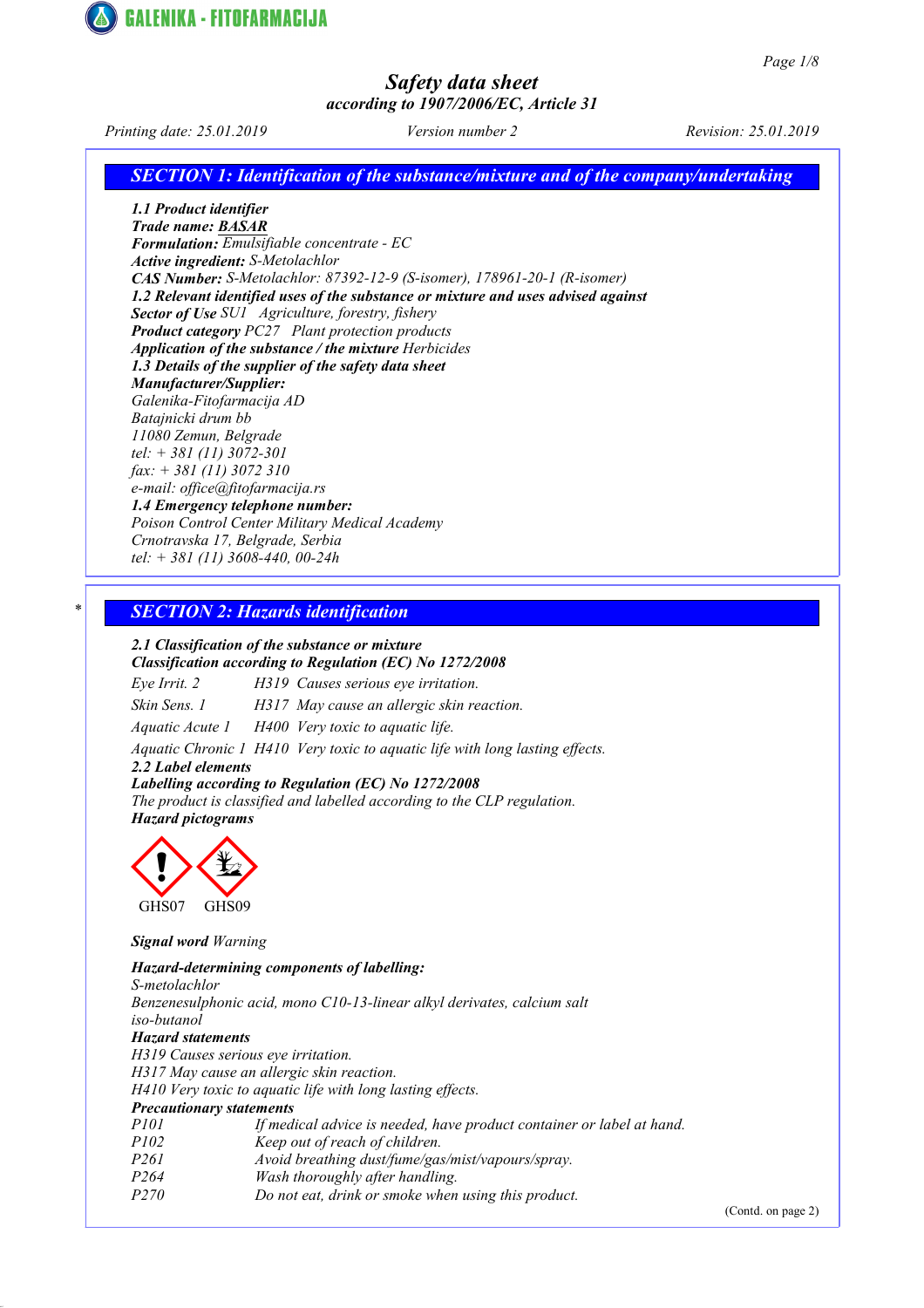# Safety data sheet

*according to 1907/2006/EC, Article 31*

*Printing date: 25.01.2019* *Version number 2* *Revision: 25.01.2019*

## SECTION 1: Identification of the substance/mixture and of the company/undertaking

**1.1 Product identifier**

**Trade name: BASAR**

**Formulation:** Emulsifiable concentrate - EC

**Active ingredient:** S-Metolachlor

**CAS Number:** S-Metolachlor: 87392-12-9 (S-isomer), 178961-20-1 (R-isomer)

**1.2 Relevant identified uses of the substance or mixture and uses advised against**

**Sector of Use** SU1 Agriculture, forestry, fishery

**Product category** PC27 Plant protection products

**Application of the substance / the mixture** Herbicides

**1.3 Details of the supplier of the safety data sheet**

**Manufacturer/Supplier:**

Galenika-Fitofarmacija AD
Batajnicki drum bb
11080 Zemun, Belgrade
tel: + 381 (11) 3072-301
fax: + 381 (11) 3072 310
e-mail: office@fitofarmacija.rs

**1.4 Emergency telephone number:**

Poison Control Center Military Medical Academy
Crnotravska 17, Belgrade, Serbia
tel: + 381 (11) 3608-440, 00-24h

## * SECTION 2: Hazards identification

**2.1 Classification of the substance or mixture**

**Classification according to Regulation (EC) No 1272/2008**

Eye Irrit. 2 H319 Causes serious eye irritation.

Skin Sens. 1 H317 May cause an allergic skin reaction.

Aquatic Acute 1 H400 Very toxic to aquatic life.

Aquatic Chronic 1 H410 Very toxic to aquatic life with long lasting effects.

**2.2 Label elements**

**Labelling according to Regulation (EC) No 1272/2008**

The product is classified and labelled according to the CLP regulation.

**Hazard pictograms**

GHS07 GHS09

**Signal word** Warning

**Hazard-determining components of labelling:**

S-metolachlor
Benzenesulphonic acid, mono C10-13-linear alkyl derivates, calcium salt
iso-butanol

**Hazard statements**

H319 Causes serious eye irritation.
H317 May cause an allergic skin reaction.
H410 Very toxic to aquatic life with long lasting effects.

**Precautionary statements**

| | |
|---|---|
| P101 | If medical advice is needed, have product container or label at hand. |
| P102 | Keep out of reach of children. |
| P261 | Avoid breathing dust/fume/gas/mist/vapours/spray. |
| P264 | Wash thoroughly after handling. |
| P270 | Do not eat, drink or smoke when using this product. |

(Contd. on page 2)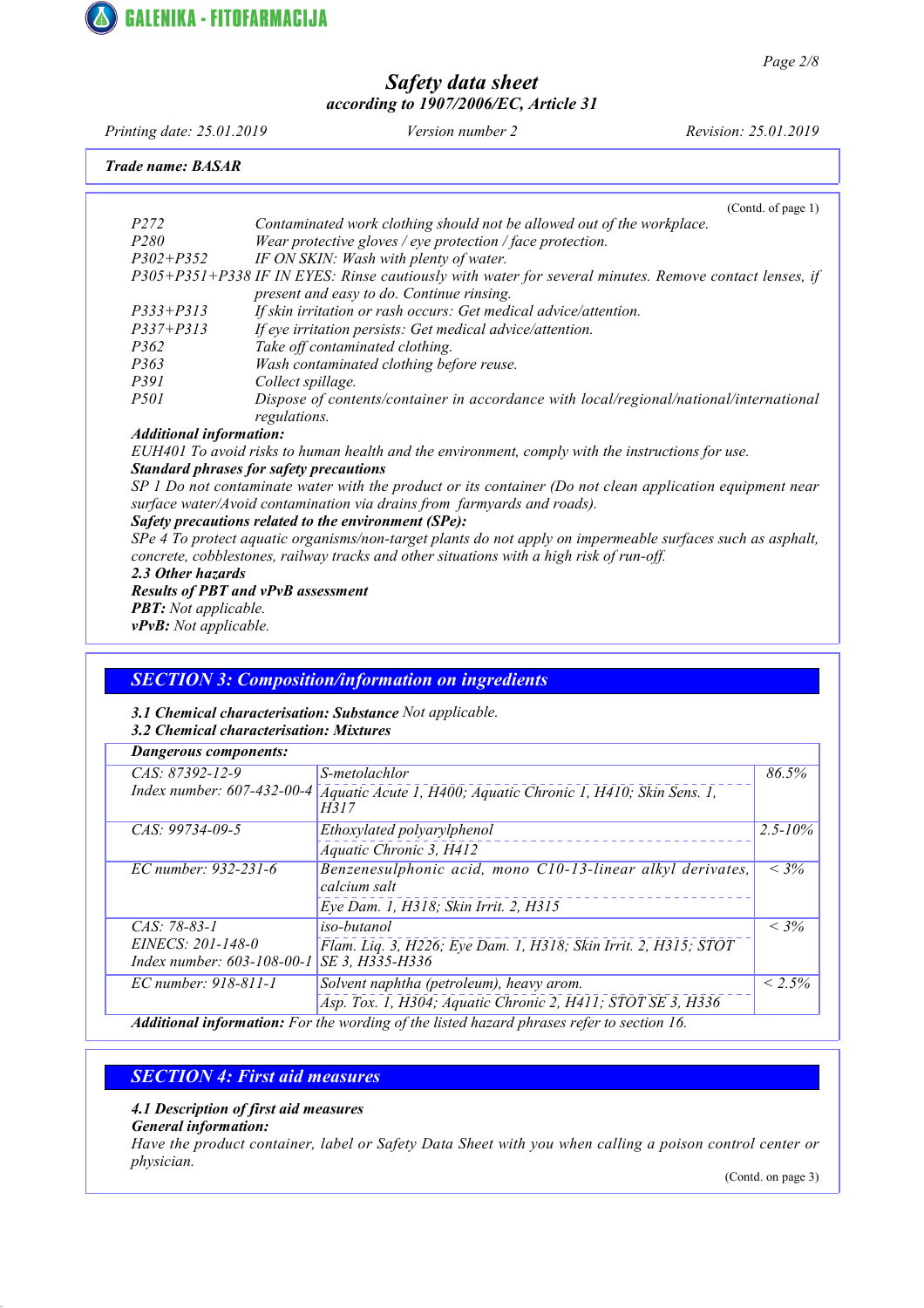**Trade name: BASAR**

(Contd. of page 1)

| | |
|---|---|
| P272 | Contaminated work clothing should not be allowed out of the workplace. |
| P280 | Wear protective gloves / eye protection / face protection. |
| P302+P352 | IF ON SKIN: Wash with plenty of water. |
| P305+P351+P338 | IF IN EYES: Rinse cautiously with water for several minutes. Remove contact lenses, if present and easy to do. Continue rinsing. |
| P333+P313 | If skin irritation or rash occurs: Get medical advice/attention. |
| P337+P313 | If eye irritation persists: Get medical advice/attention. |
| P362 | Take off contaminated clothing. |
| P363 | Wash contaminated clothing before reuse. |
| P391 | Collect spillage. |
| P501 | Dispose of contents/container in accordance with local/regional/national/international regulations. |

***Additional information:***

EUH401 To avoid risks to human health and the environment, comply with the instructions for use.

***Standard phrases for safety precautions***

SP 1 Do not contaminate water with the product or its container (Do not clean application equipment near surface water/Avoid contamination via drains from farmyards and roads).

***Safety precautions related to the environment (SPe):***

SPe 4 To protect aquatic organisms/non-target plants do not apply on impermeable surfaces such as asphalt, concrete, cobblestones, railway tracks and other situations with a high risk of run-off.

***2.3 Other hazards***

***Results of PBT and vPvB assessment***

***PBT:*** Not applicable.

***vPvB:*** Not applicable.

## SECTION 3: Composition/information on ingredients

***3.1 Chemical characterisation: Substance*** Not applicable.

***3.2 Chemical characterisation: Mixtures***

| ***Dangerous components:*** | | |
|---|---|---|
| CAS: 87392-12-9<br>Index number: 607-432-00-4 | S-metolachlor<br>Aquatic Acute 1, H400; Aquatic Chronic 1, H410; Skin Sens. 1, H317 | 86.5% |
| CAS: 99734-09-5 | Ethoxylated polyarylphenol<br>Aquatic Chronic 3, H412 | 2.5-10% |
| EC number: 932-231-6 | Benzenesulphonic acid, mono C10-13-linear alkyl derivates, calcium salt<br>Eye Dam. 1, H318; Skin Irrit. 2, H315 | < 3% |
| CAS: 78-83-1<br>EINECS: 201-148-0<br>Index number: 603-108-00-1 | iso-butanol<br>Flam. Liq. 3, H226; Eye Dam. 1, H318; Skin Irrit. 2, H315; STOT SE 3, H335-H336 | < 3% |
| EC number: 918-811-1 | Solvent naphtha (petroleum), heavy arom.<br>Asp. Tox. 1, H304; Aquatic Chronic 2, H411; STOT SE 3, H336 | < 2.5% |

***Additional information:*** For the wording of the listed hazard phrases refer to section 16.

## SECTION 4: First aid measures

***4.1 Description of first aid measures***

***General information:***

Have the product container, label or Safety Data Sheet with you when calling a poison control center or physician.

(Contd. on page 3)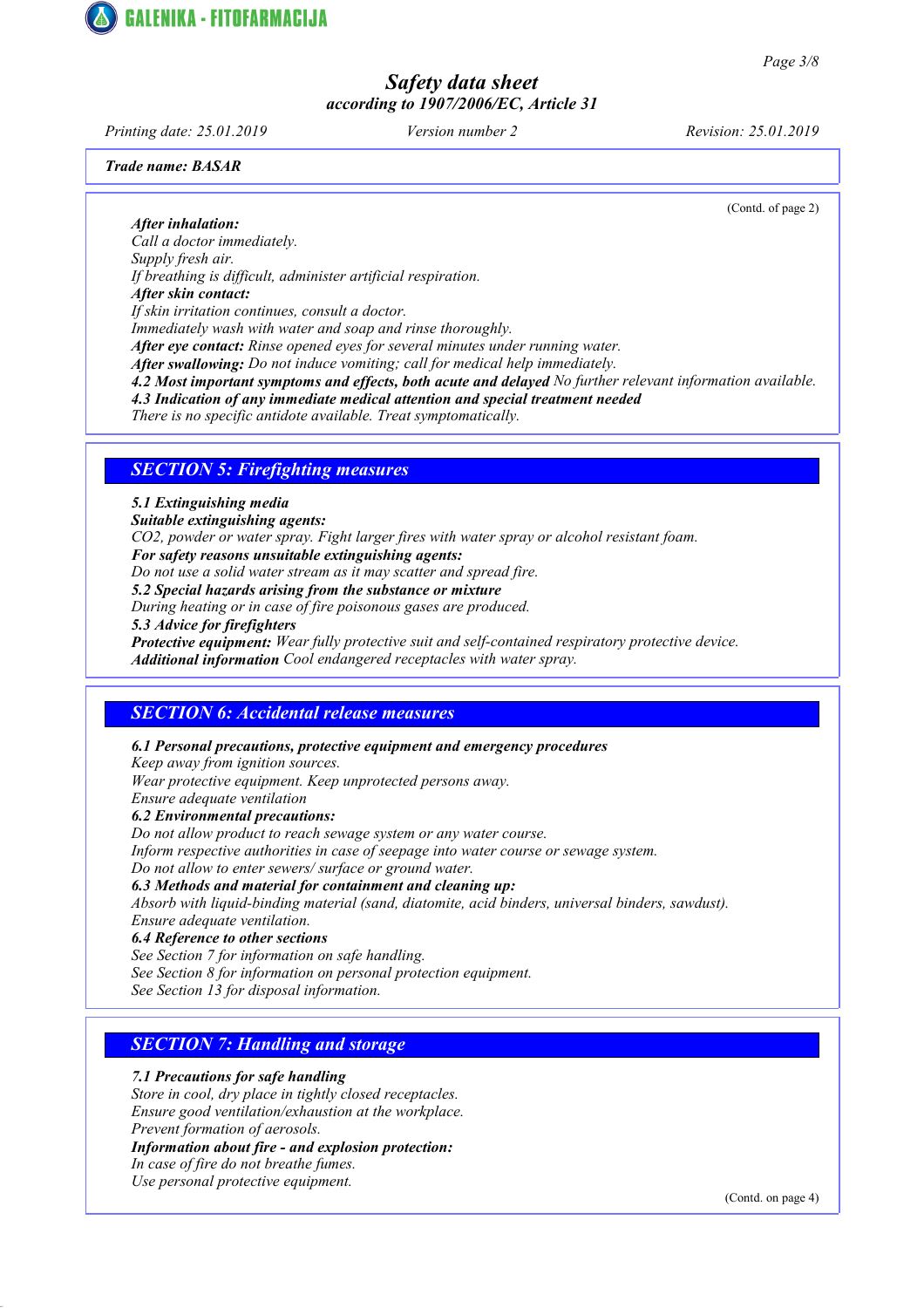(Contd. of page 2)

***After inhalation:***
*Call a doctor immediately.*
*Supply fresh air.*
*If breathing is difficult, administer artificial respiration.*
***After skin contact:***
*If skin irritation continues, consult a doctor.*
*Immediately wash with water and soap and rinse thoroughly.*
***After eye contact:*** *Rinse opened eyes for several minutes under running water.*
***After swallowing:*** *Do not induce vomiting; call for medical help immediately.*
***4.2 Most important symptoms and effects, both acute and delayed*** *No further relevant information available.*
***4.3 Indication of any immediate medical attention and special treatment needed***
*There is no specific antidote available. Treat symptomatically.*

## SECTION 5: Firefighting measures

***5.1 Extinguishing media***
***Suitable extinguishing agents:***
*$CO_2$, powder or water spray. Fight larger fires with water spray or alcohol resistant foam.*
***For safety reasons unsuitable extinguishing agents:***
*Do not use a solid water stream as it may scatter and spread fire.*
***5.2 Special hazards arising from the substance or mixture***
*During heating or in case of fire poisonous gases are produced.*
***5.3 Advice for firefighters***
***Protective equipment:*** *Wear fully protective suit and self-contained respiratory protective device.*
***Additional information*** *Cool endangered receptacles with water spray.*

## SECTION 6: Accidental release measures

***6.1 Personal precautions, protective equipment and emergency procedures***
*Keep away from ignition sources.*
*Wear protective equipment. Keep unprotected persons away.*
*Ensure adequate ventilation*
***6.2 Environmental precautions:***
*Do not allow product to reach sewage system or any water course.*
*Inform respective authorities in case of seepage into water course or sewage system.*
*Do not allow to enter sewers/ surface or ground water.*
***6.3 Methods and material for containment and cleaning up:***
*Absorb with liquid-binding material (sand, diatomite, acid binders, universal binders, sawdust).*
*Ensure adequate ventilation.*
***6.4 Reference to other sections***
*See Section 7 for information on safe handling.*
*See Section 8 for information on personal protection equipment.*
*See Section 13 for disposal information.*

## SECTION 7: Handling and storage

***7.1 Precautions for safe handling***
*Store in cool, dry place in tightly closed receptacles.*
*Ensure good ventilation/exhaustion at the workplace.*
*Prevent formation of aerosols.*
***Information about fire - and explosion protection:***
*In case of fire do not breathe fumes.*
*Use personal protective equipment.*

(Contd. on page 4)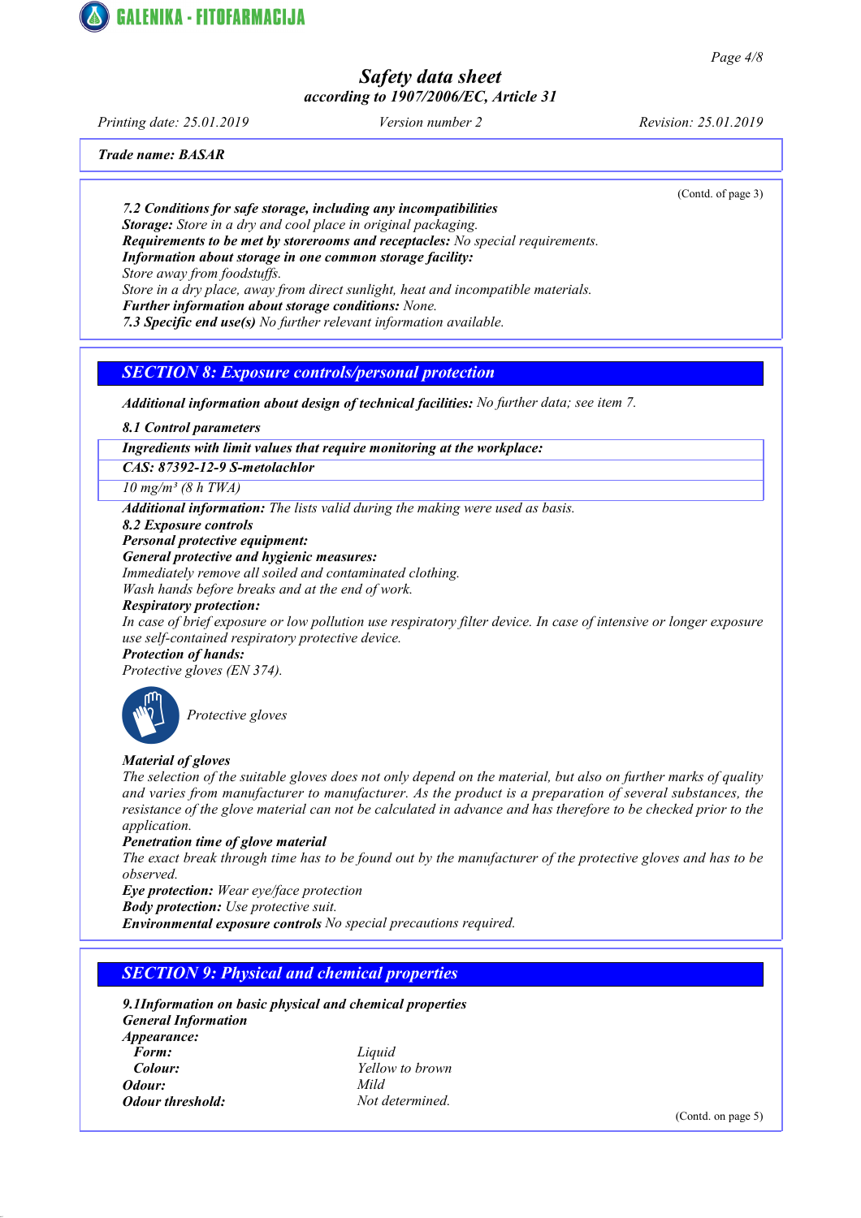Trade name: BASAR

(Contd. of page 3)

**7.2 Conditions for safe storage, including any incompatibilities**
**Storage:** Store in a dry and cool place in original packaging.
**Requirements to be met by storerooms and receptacles:** No special requirements.
**Information about storage in one common storage facility:**
Store away from foodstuffs.
Store in a dry place, away from direct sunlight, heat and incompatible materials.
**Further information about storage conditions:** None.
**7.3 Specific end use(s)** No further relevant information available.

## SECTION 8: Exposure controls/personal protection

**Additional information about design of technical facilities:** No further data; see item 7.

**8.1 Control parameters**

| Ingredients with limit values that require monitoring at the workplace: |
|---|
| CAS: 87392-12-9 S-metolachlor |
| 10 mg/m³ (8 h TWA) |

**Additional information:** The lists valid during the making were used as basis.
**8.2 Exposure controls**
**Personal protective equipment:**
**General protective and hygienic measures:**
Immediately remove all soiled and contaminated clothing.
Wash hands before breaks and at the end of work.
**Respiratory protection:**
In case of brief exposure or low pollution use respiratory filter device. In case of intensive or longer exposure use self-contained respiratory protective device.
**Protection of hands:**
Protective gloves (EN 374).

Protective gloves

**Material of gloves**
The selection of the suitable gloves does not only depend on the material, but also on further marks of quality and varies from manufacturer to manufacturer. As the product is a preparation of several substances, the resistance of the glove material can not be calculated in advance and has therefore to be checked prior to the application.
**Penetration time of glove material**
The exact break through time has to be found out by the manufacturer of the protective gloves and has to be observed.
**Eye protection:** Wear eye/face protection
**Body protection:** Use protective suit.
**Environmental exposure controls** No special precautions required.

## SECTION 9: Physical and chemical properties

**9.1Information on basic physical and chemical properties**
**General Information**

| | |
|---|---|
| **Appearance:** | |
| **Form:** | Liquid |
| **Colour:** | Yellow to brown |
| **Odour:** | Mild |
| **Odour threshold:** | Not determined. |

(Contd. on page 5)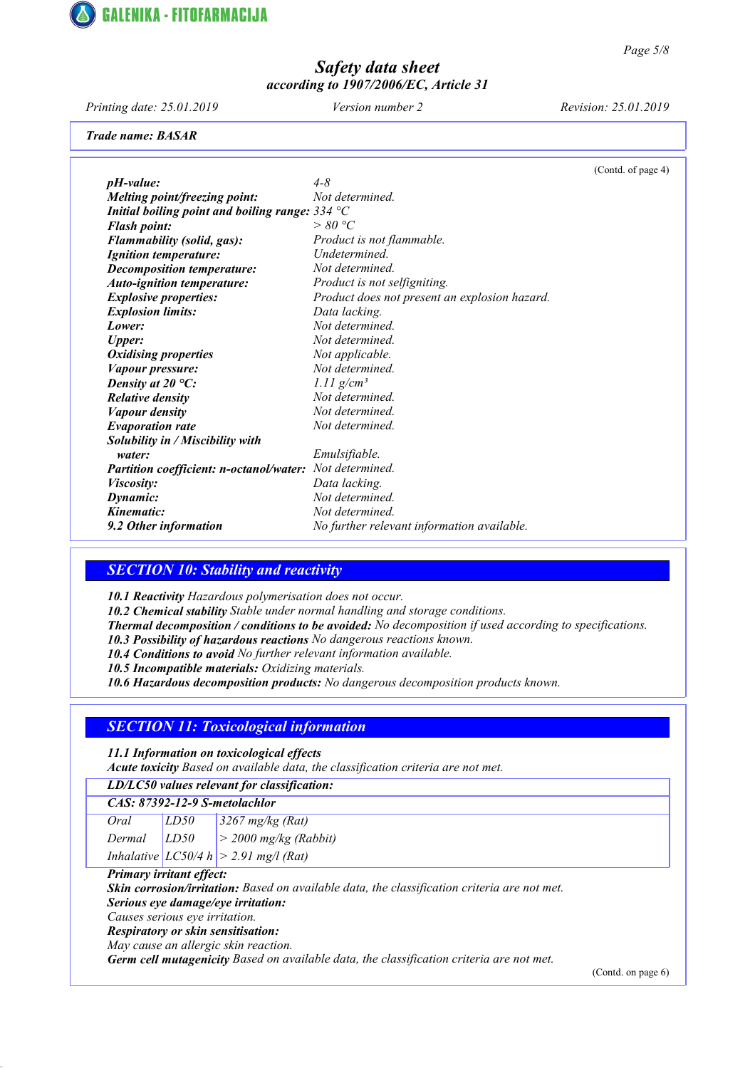*Trade name: BASAR*

(Contd. of page 4)

| | |
|---|---|
| ***pH-value:*** | *4-8* |
| ***Melting point/freezing point:*** | *Not determined.* |
| ***Initial boiling point and boiling range:*** | *334 °C* |
| ***Flash point:*** | *> 80 °C* |
| ***Flammability (solid, gas):*** | *Product is not flammable.* |
| ***Ignition temperature:*** | *Undetermined.* |
| ***Decomposition temperature:*** | *Not determined.* |
| ***Auto-ignition temperature:*** | *Product is not selfigniting.* |
| ***Explosive properties:*** | *Product does not present an explosion hazard.* |
| ***Explosion limits:*** | *Data lacking.* |
| ***Lower:*** | *Not determined.* |
| ***Upper:*** | *Not determined.* |
| ***Oxidising properties*** | *Not applicable.* |
| ***Vapour pressure:*** | *Not determined.* |
| ***Density at 20 °C:*** | *1.11 g/cm³* |
| ***Relative density*** | *Not determined.* |
| ***Vapour density*** | *Not determined.* |
| ***Evaporation rate*** | *Not determined.* |
| ***Solubility in / Miscibility with water:*** | *Emulsifiable.* |
| ***Partition coefficient: n-octanol/water:*** | *Not determined.* |
| ***Viscosity:*** | *Data lacking.* |
| ***Dynamic:*** | *Not determined.* |
| ***Kinematic:*** | *Not determined.* |
| ***9.2 Other information*** | *No further relevant information available.* |

## *SECTION 10: Stability and reactivity*

***10.1 Reactivity*** *Hazardous polymerisation does not occur.*
***10.2 Chemical stability*** *Stable under normal handling and storage conditions.*
***Thermal decomposition / conditions to be avoided:*** *No decomposition if used according to specifications.*
***10.3 Possibility of hazardous reactions*** *No dangerous reactions known.*
***10.4 Conditions to avoid*** *No further relevant information available.*
***10.5 Incompatible materials:*** *Oxidizing materials.*
***10.6 Hazardous decomposition products:*** *No dangerous decomposition products known.*

## *SECTION 11: Toxicological information*

***11.1 Information on toxicological effects***
***Acute toxicity*** *Based on available data, the classification criteria are not met.*

| ***LD/LC50 values relevant for classification:*** | | |
|---|---|---|
| ***CAS: 87392-12-9 S-metolachlor*** | | |
| *Oral* | *LD50* | *3267 mg/kg (Rat)* |
| *Dermal* | *LD50* | *> 2000 mg/kg (Rabbit)* |
| *Inhalative* | *LC50/4 h* | *> 2.91 mg/l (Rat)* |

***Primary irritant effect:***
***Skin corrosion/irritation:*** *Based on available data, the classification criteria are not met.*
***Serious eye damage/eye irritation:***
*Causes serious eye irritation.*
***Respiratory or skin sensitisation:***
*May cause an allergic skin reaction.*
***Germ cell mutagenicity*** *Based on available data, the classification criteria are not met.*

(Contd. on page 6)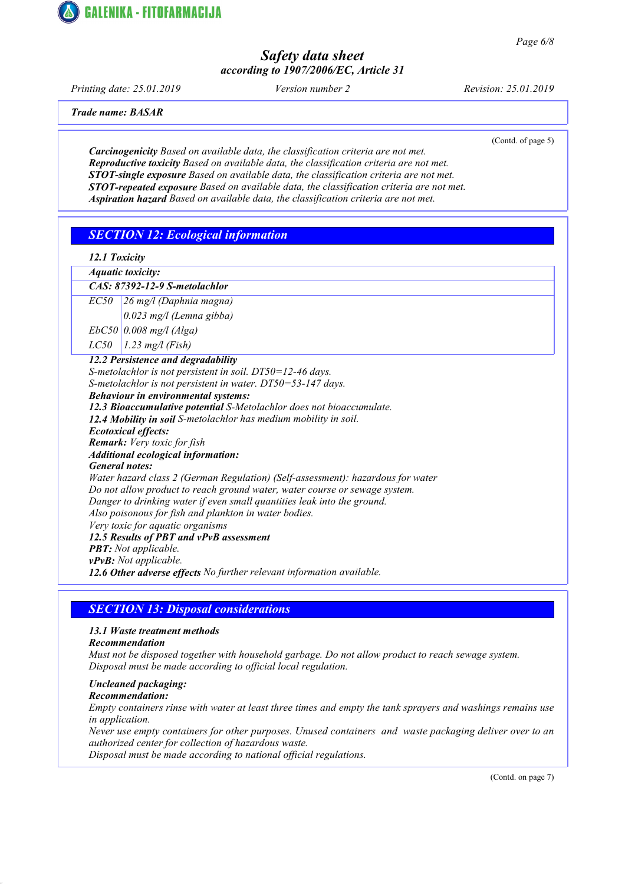**Trade name: BASAR**

(Contd. of page 5)

***Carcinogenicity*** *Based on available data, the classification criteria are not met.*
***Reproductive toxicity*** *Based on available data, the classification criteria are not met.*
***STOT-single exposure*** *Based on available data, the classification criteria are not met.*
***STOT-repeated exposure*** *Based on available data, the classification criteria are not met.*
***Aspiration hazard*** *Based on available data, the classification criteria are not met.*

## SECTION 12: Ecological information

***12.1 Toxicity***

| *Aquatic toxicity:* | |
|---|---|
| ***CAS: 87392-12-9 S-metolachlor*** | |
| *EC50* | *26 mg/l (Daphnia magna)* |
| | *0.023 mg/l (Lemna gibba)* |
| *EbC50* | *0.008 mg/l (Alga)* |
| *LC50* | *1.23 mg/l (Fish)* |

***12.2 Persistence and degradability***
*S-metolachlor is not persistent in soil. DT50=12-46 days.*
*S-metolachlor is not persistent in water. DT50=53-147 days.*
***Behaviour in environmental systems:***
***12.3 Bioaccumulative potential*** *S-Metolachlor does not bioaccumulate.*
***12.4 Mobility in soil*** *S-metolachlor has medium mobility in soil.*
***Ecotoxical effects:***
***Remark:*** *Very toxic for fish*
***Additional ecological information:***
***General notes:***
*Water hazard class 2 (German Regulation) (Self-assessment): hazardous for water*
*Do not allow product to reach ground water, water course or sewage system.*
*Danger to drinking water if even small quantities leak into the ground.*
*Also poisonous for fish and plankton in water bodies.*
*Very toxic for aquatic organisms*
***12.5 Results of PBT and vPvB assessment***
***PBT:*** *Not applicable.*
***vPvB:*** *Not applicable.*
***12.6 Other adverse effects*** *No further relevant information available.*

## SECTION 13: Disposal considerations

***13.1 Waste treatment methods***
***Recommendation***
*Must not be disposed together with household garbage. Do not allow product to reach sewage system.*
*Disposal must be made according to official local regulation.*

***Uncleaned packaging:***
***Recommendation:***
*Empty containers rinse with water at least three times and empty the tank sprayers and washings remains use in application.*
*Never use empty containers for other purposes. Unused containers and waste packaging deliver over to an authorized center for collection of hazardous waste.*
*Disposal must be made according to national official regulations.*

(Contd. on page 7)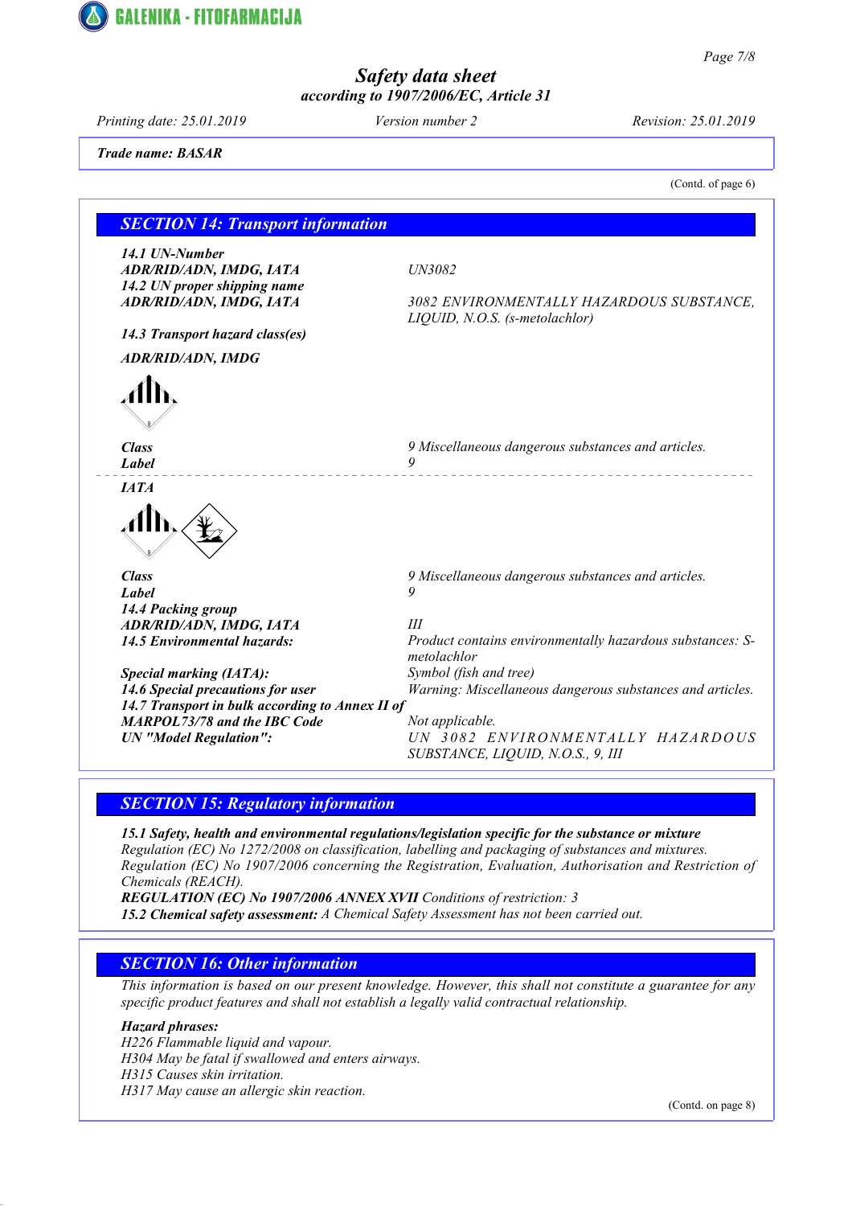Trade name: BASAR

(Contd. of page 6)

## SECTION 14: Transport information

**14.1 UN-Number**
**ADR/RID/ADN, IMDG, IATA** UN3082

**14.2 UN proper shipping name**
**ADR/RID/ADN, IMDG, IATA** 3082 ENVIRONMENTALLY HAZARDOUS SUBSTANCE, LIQUID, N.O.S. (s-metolachlor)

**14.3 Transport hazard class(es)**

**ADR/RID/ADN, IMDG**

**Class** 9 Miscellaneous dangerous substances and articles.
**Label** 9

**IATA**

**Class** 9 Miscellaneous dangerous substances and articles.
**Label** 9

**14.4 Packing group**
**ADR/RID/ADN, IMDG, IATA** III

**14.5 Environmental hazards:** Product contains environmentally hazardous substances: S-metolachlor

**Special marking (IATA):** Symbol (fish and tree)

**14.6 Special precautions for user** Warning: Miscellaneous dangerous substances and articles.

**14.7 Transport in bulk according to Annex II of MARPOL73/78 and the IBC Code** Not applicable.

**UN "Model Regulation":** UN 3082 ENVIRONMENTALLY HAZARDOUS SUBSTANCE, LIQUID, N.O.S., 9, III

## SECTION 15: Regulatory information

**15.1 Safety, health and environmental regulations/legislation specific for the substance or mixture**
Regulation (EC) No 1272/2008 on classification, labelling and packaging of substances and mixtures.
Regulation (EC) No 1907/2006 concerning the Registration, Evaluation, Authorisation and Restriction of Chemicals (REACH).
**REGULATION (EC) No 1907/2006 ANNEX XVII** Conditions of restriction: 3
**15.2 Chemical safety assessment:** A Chemical Safety Assessment has not been carried out.

## SECTION 16: Other information

This information is based on our present knowledge. However, this shall not constitute a guarantee for any specific product features and shall not establish a legally valid contractual relationship.

**Hazard phrases:**
H226 Flammable liquid and vapour.
H304 May be fatal if swallowed and enters airways.
H315 Causes skin irritation.
H317 May cause an allergic skin reaction.

(Contd. on page 8)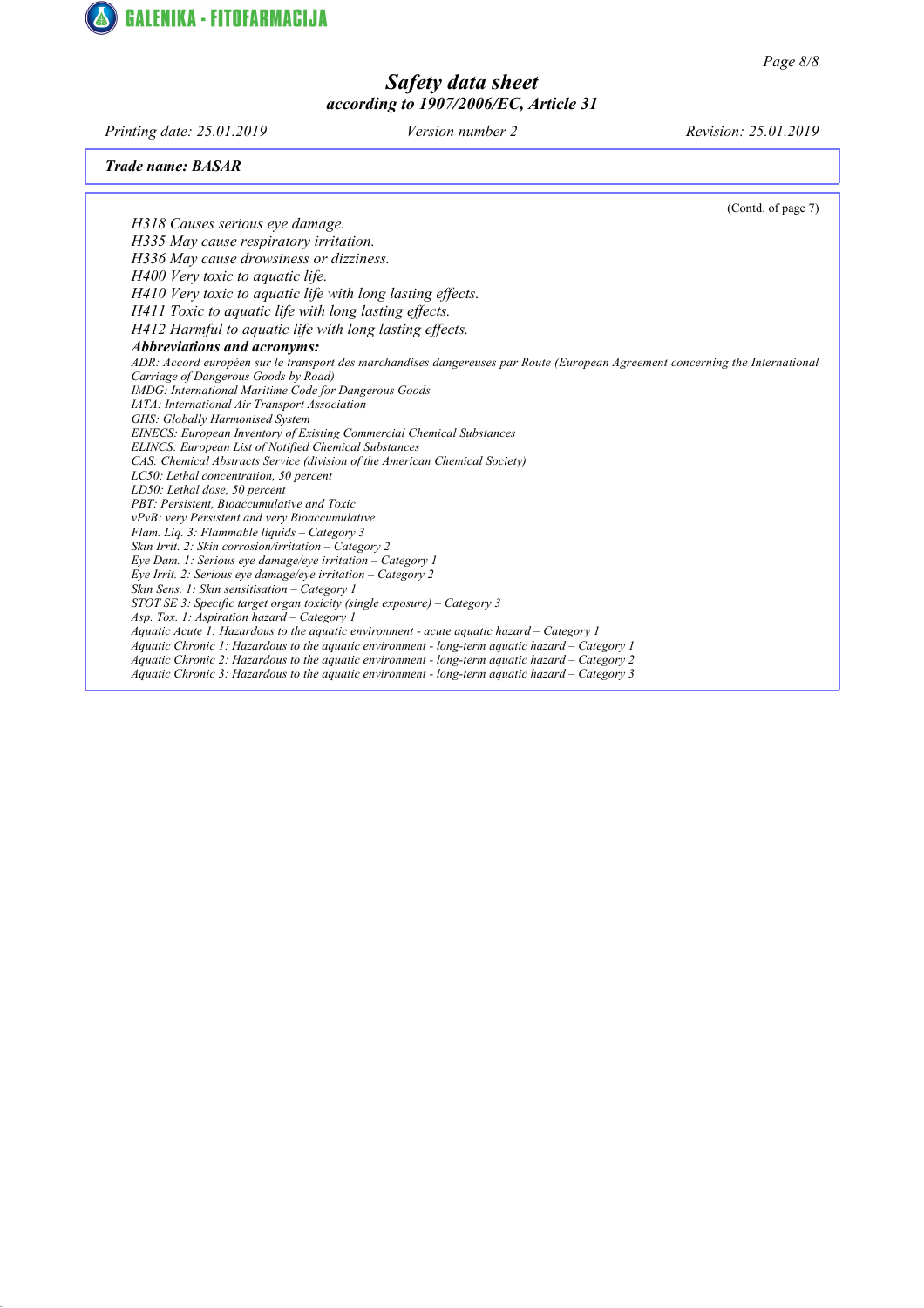*Trade name: BASAR*

(Contd. of page 7)

*H318 Causes serious eye damage.*
*H335 May cause respiratory irritation.*
*H336 May cause drowsiness or dizziness.*
*H400 Very toxic to aquatic life.*
*H410 Very toxic to aquatic life with long lasting effects.*
*H411 Toxic to aquatic life with long lasting effects.*
*H412 Harmful to aquatic life with long lasting effects.*

***Abbreviations and acronyms:***

*ADR: Accord européen sur le transport des marchandises dangereuses par Route (European Agreement concerning the International Carriage of Dangerous Goods by Road)*
*IMDG: International Maritime Code for Dangerous Goods*
*IATA: International Air Transport Association*
*GHS: Globally Harmonised System*
*EINECS: European Inventory of Existing Commercial Chemical Substances*
*ELINCS: European List of Notified Chemical Substances*
*CAS: Chemical Abstracts Service (division of the American Chemical Society)*
*LC50: Lethal concentration, 50 percent*
*LD50: Lethal dose, 50 percent*
*PBT: Persistent, Bioaccumulative and Toxic*
*vPvB: very Persistent and very Bioaccumulative*
*Flam. Liq. 3: Flammable liquids – Category 3*
*Skin Irrit. 2: Skin corrosion/irritation – Category 2*
*Eye Dam. 1: Serious eye damage/eye irritation – Category 1*
*Eye Irrit. 2: Serious eye damage/eye irritation – Category 2*
*Skin Sens. 1: Skin sensitisation – Category 1*
*STOT SE 3: Specific target organ toxicity (single exposure) – Category 3*
*Asp. Tox. 1: Aspiration hazard – Category 1*
*Aquatic Acute 1: Hazardous to the aquatic environment - acute aquatic hazard – Category 1*
*Aquatic Chronic 1: Hazardous to the aquatic environment - long-term aquatic hazard – Category 1*
*Aquatic Chronic 2: Hazardous to the aquatic environment - long-term aquatic hazard – Category 2*
*Aquatic Chronic 3: Hazardous to the aquatic environment - long-term aquatic hazard – Category 3*